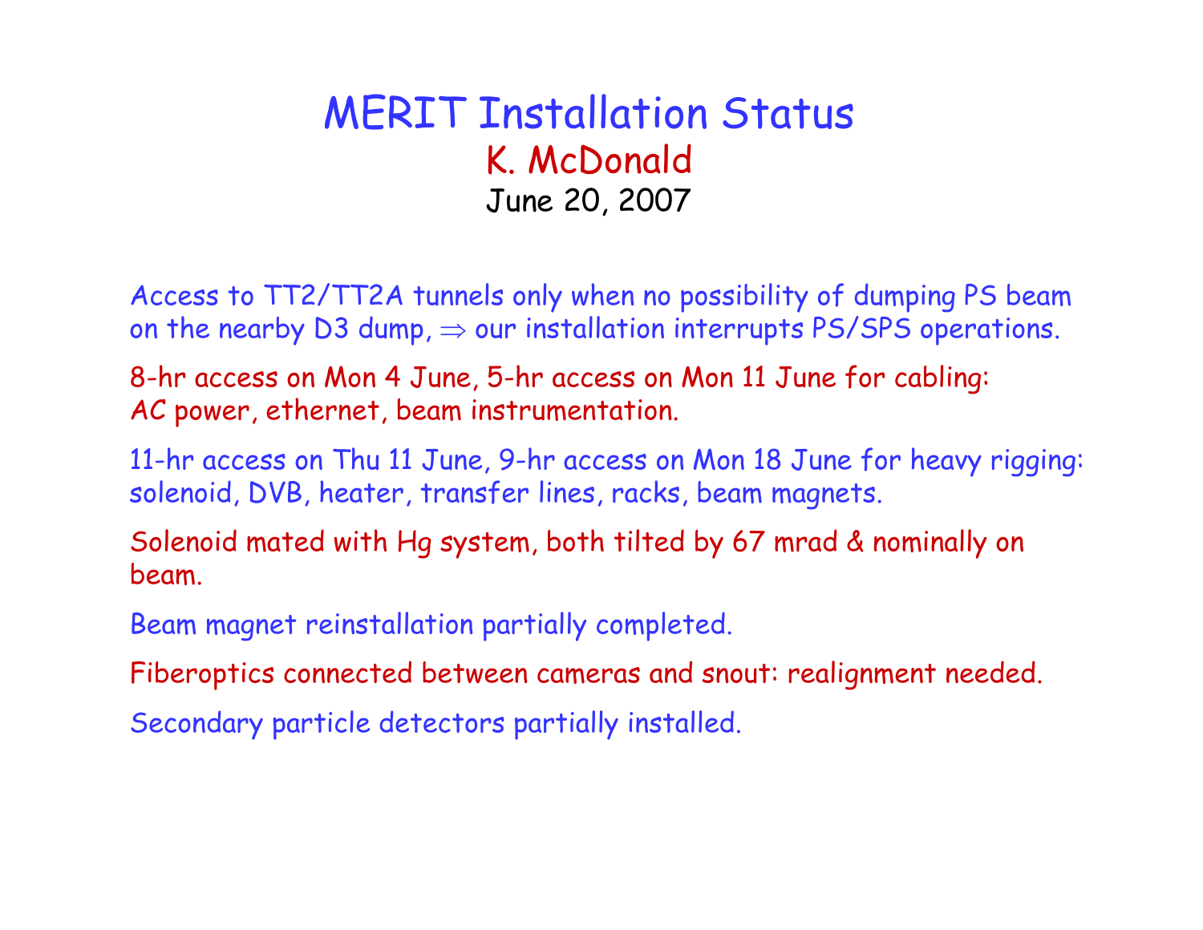# MERIT Installation Status

K. McDonald

June 20, 2007

Access to TT2/TT2A tunnels only when no possibility of dumping PS beam on the nearby D3 dump, $\Rightarrow$ our installation interrupts PS/SPS operations.

8-hr access on Mon 4 June, 5-hr access on Mon 11 June for cabling: AC power, ethernet, beam instrumentation.

11-hr access on Thu 11 June, 9-hr access on Mon 18 June for heavy rigging: solenoid, DVB, heater, transfer lines, racks, beam magnets.

Solenoid mated with Hg system, both tilted by 67 mrad & nominally on beam.

Beam magnet reinstallation partially completed.

Fiberoptics connected between cameras and snout: realignment needed.

Secondary particle detectors partially installed.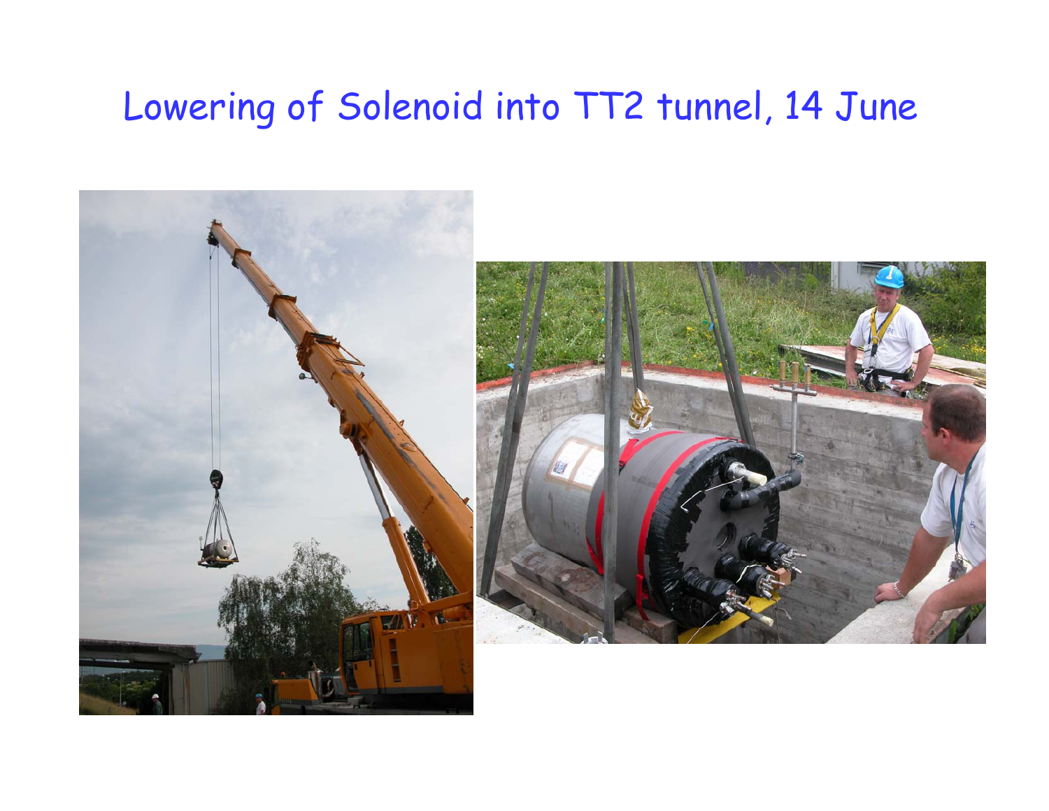# Lowering of Solenoid into TT2 tunnel, 14 June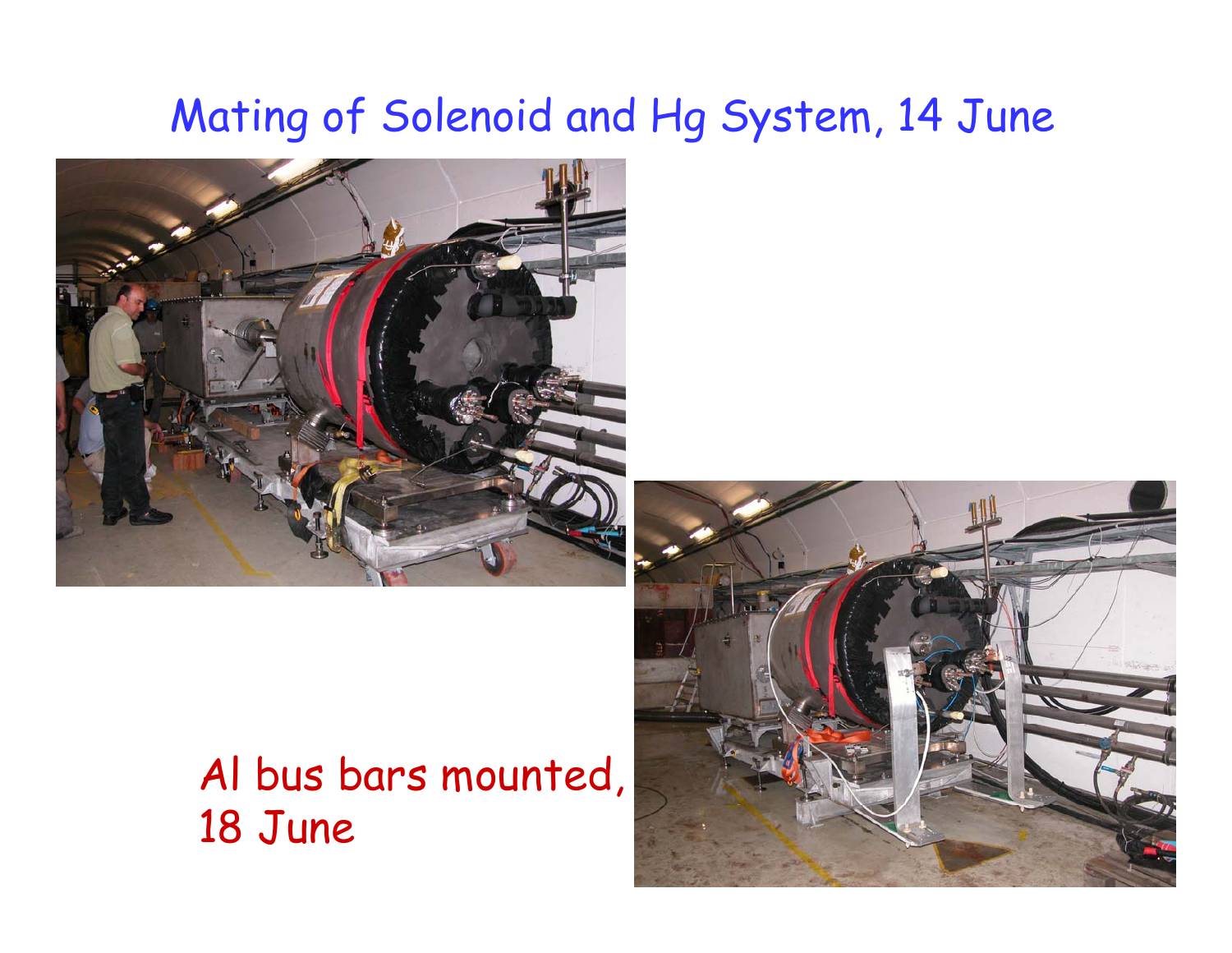# Mating of Solenoid and Hg System, 14 June

Al bus bars mounted, 18 June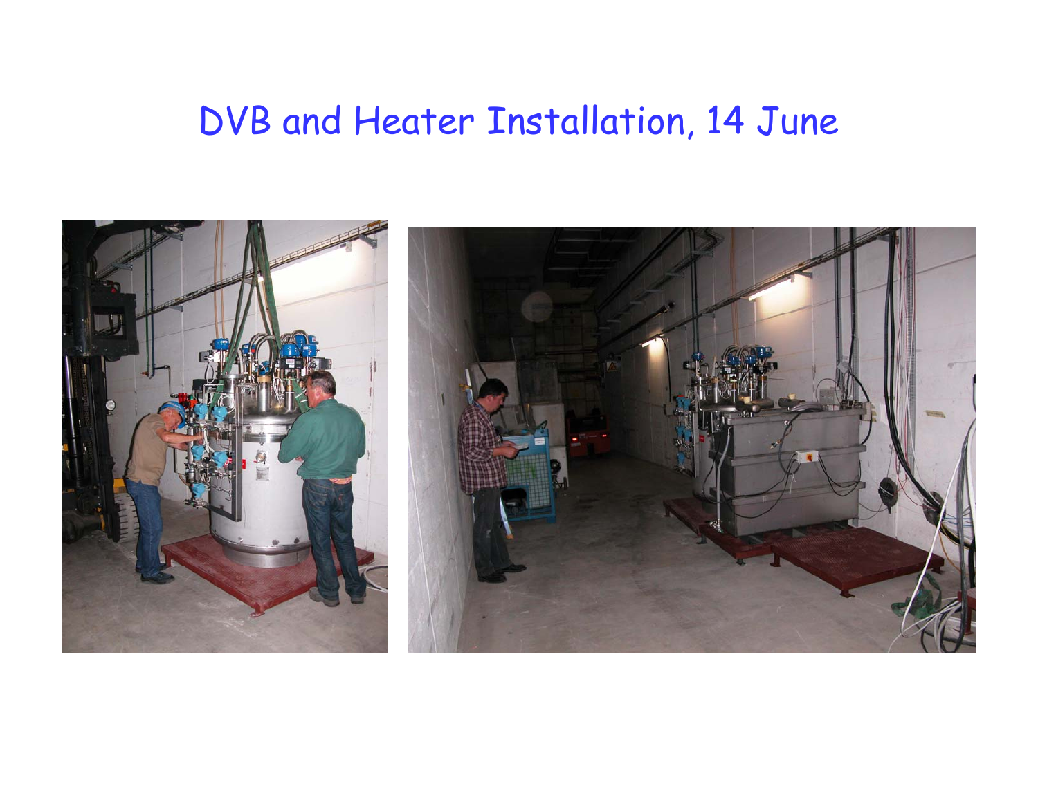# DVB and Heater Installation, 14 June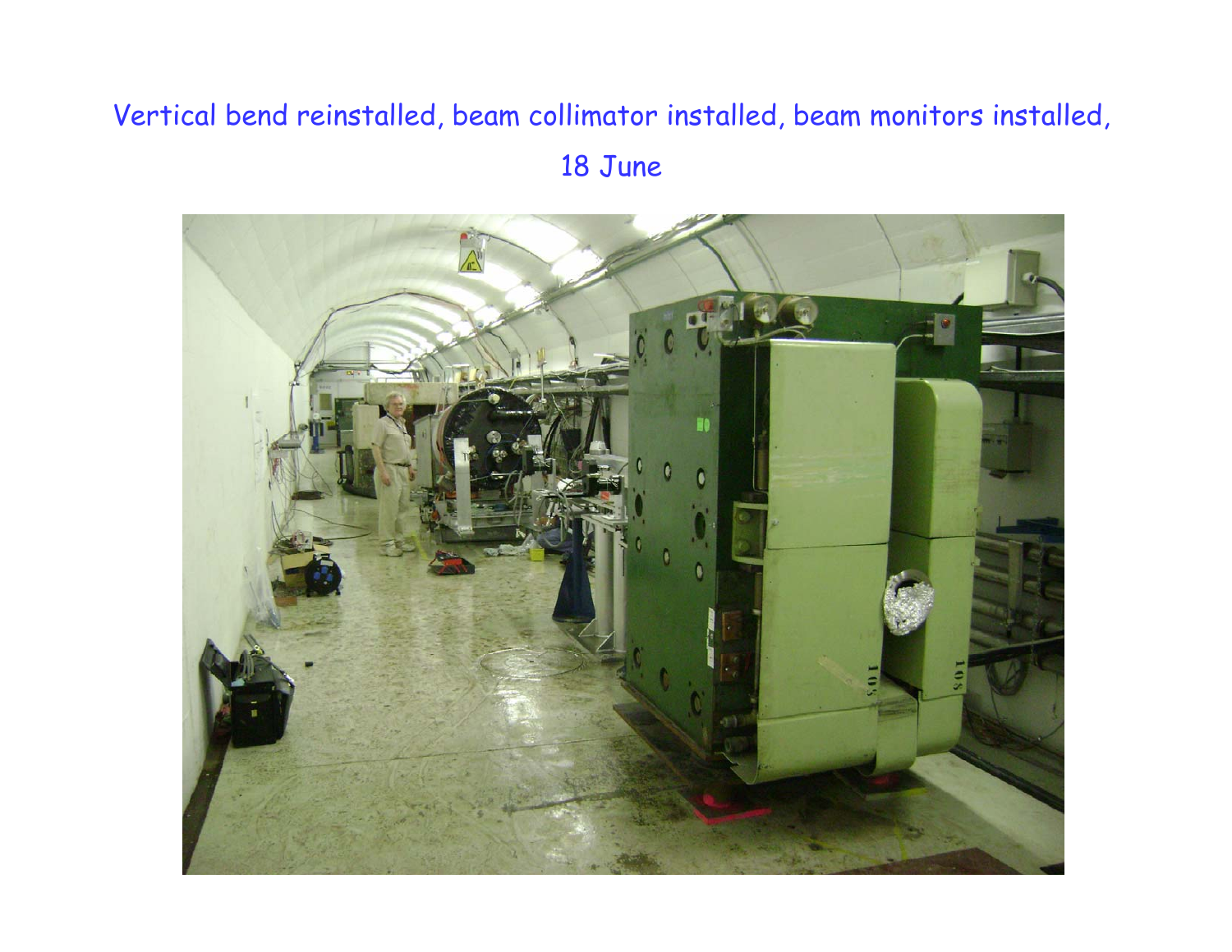Vertical bend reinstalled, beam collimator installed, beam monitors installed, 18 June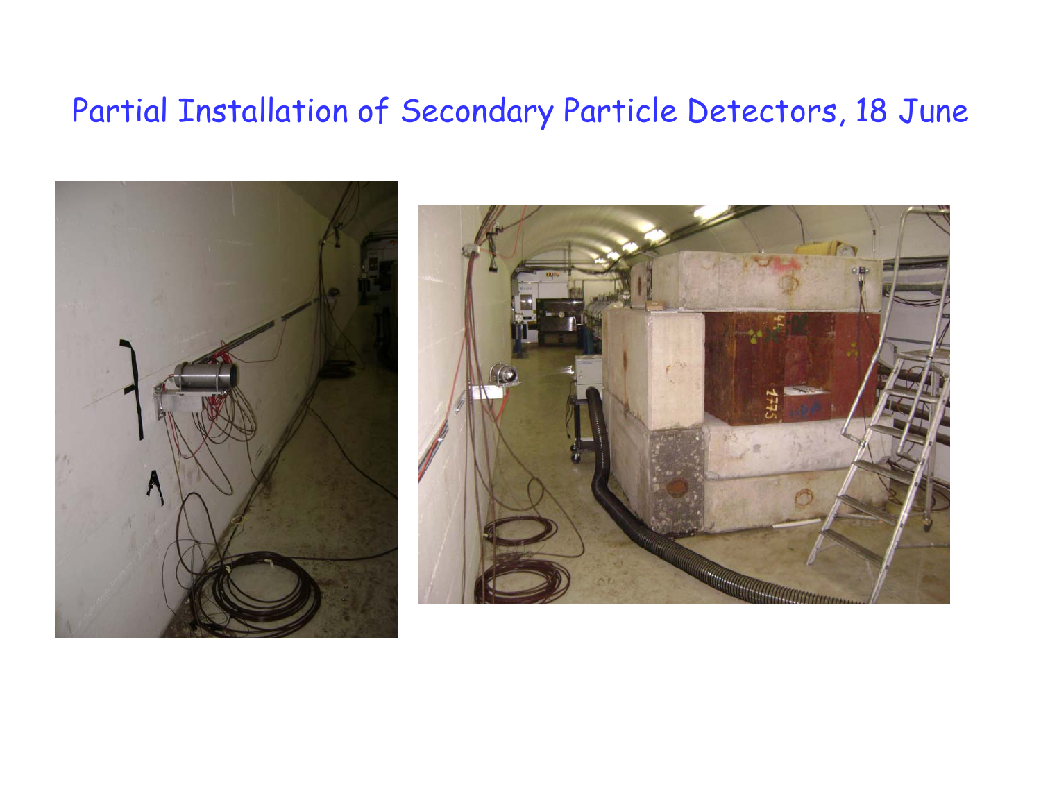# Partial Installation of Secondary Particle Detectors, 18 June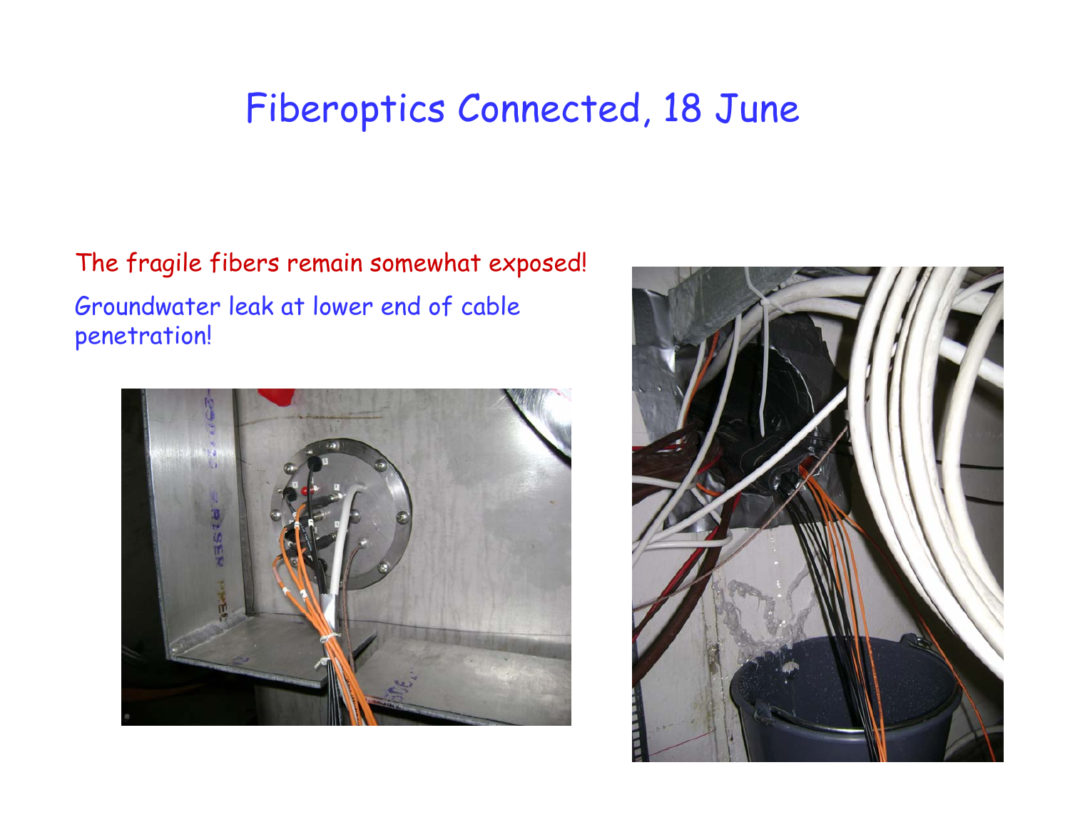# Fiberoptics Connected, 18 June

The fragile fibers remain somewhat exposed!

Groundwater leak at lower end of cable penetration!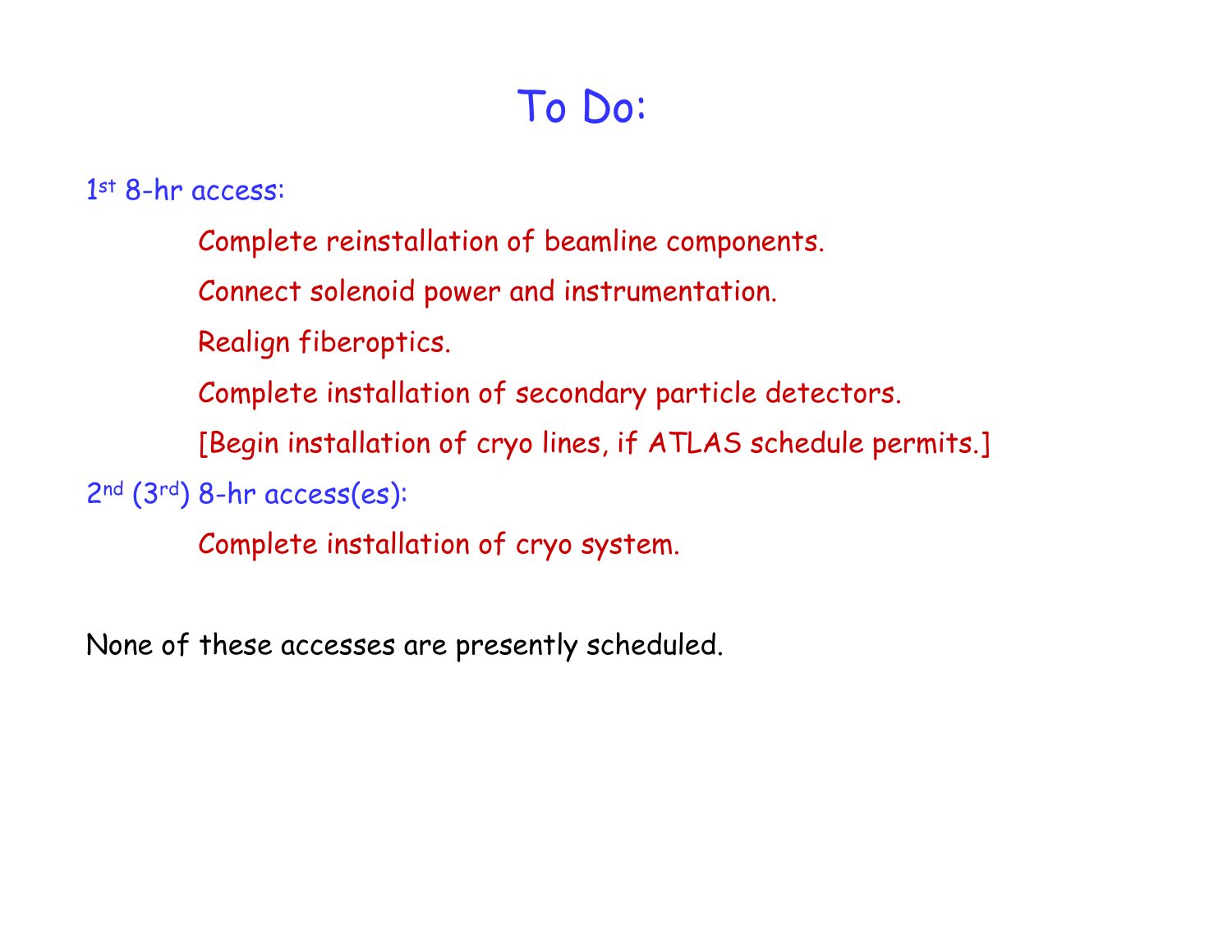# To Do:

1st 8-hr access:

- Complete reinstallation of beamline components.
- Connect solenoid power and instrumentation.
- Realign fiberoptics.
- Complete installation of secondary particle detectors.
- [Begin installation of cryo lines, if ATLAS schedule permits.]

2nd (3rd) 8-hr access(es):

- Complete installation of cryo system.

None of these accesses are presently scheduled.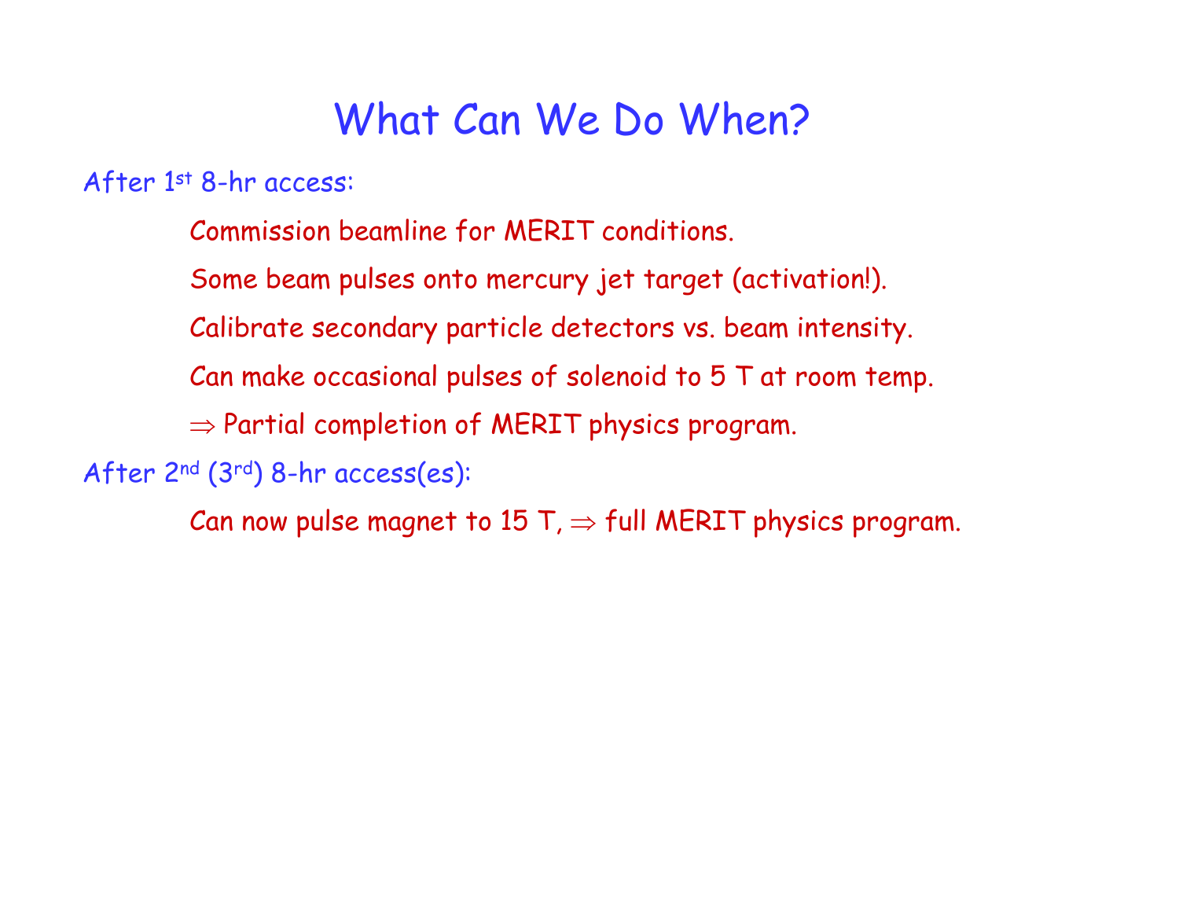# What Can We Do When?

After 1st 8-hr access:

- Commission beamline for MERIT conditions.
- Some beam pulses onto mercury jet target (activation!).
- Calibrate secondary particle detectors vs. beam intensity.
- Can make occasional pulses of solenoid to 5 T at room temp.
- $\Rightarrow$ Partial completion of MERIT physics program.

After 2nd (3rd) 8-hr access(es):

- Can now pulse magnet to 15 T, $\Rightarrow$ full MERIT physics program.